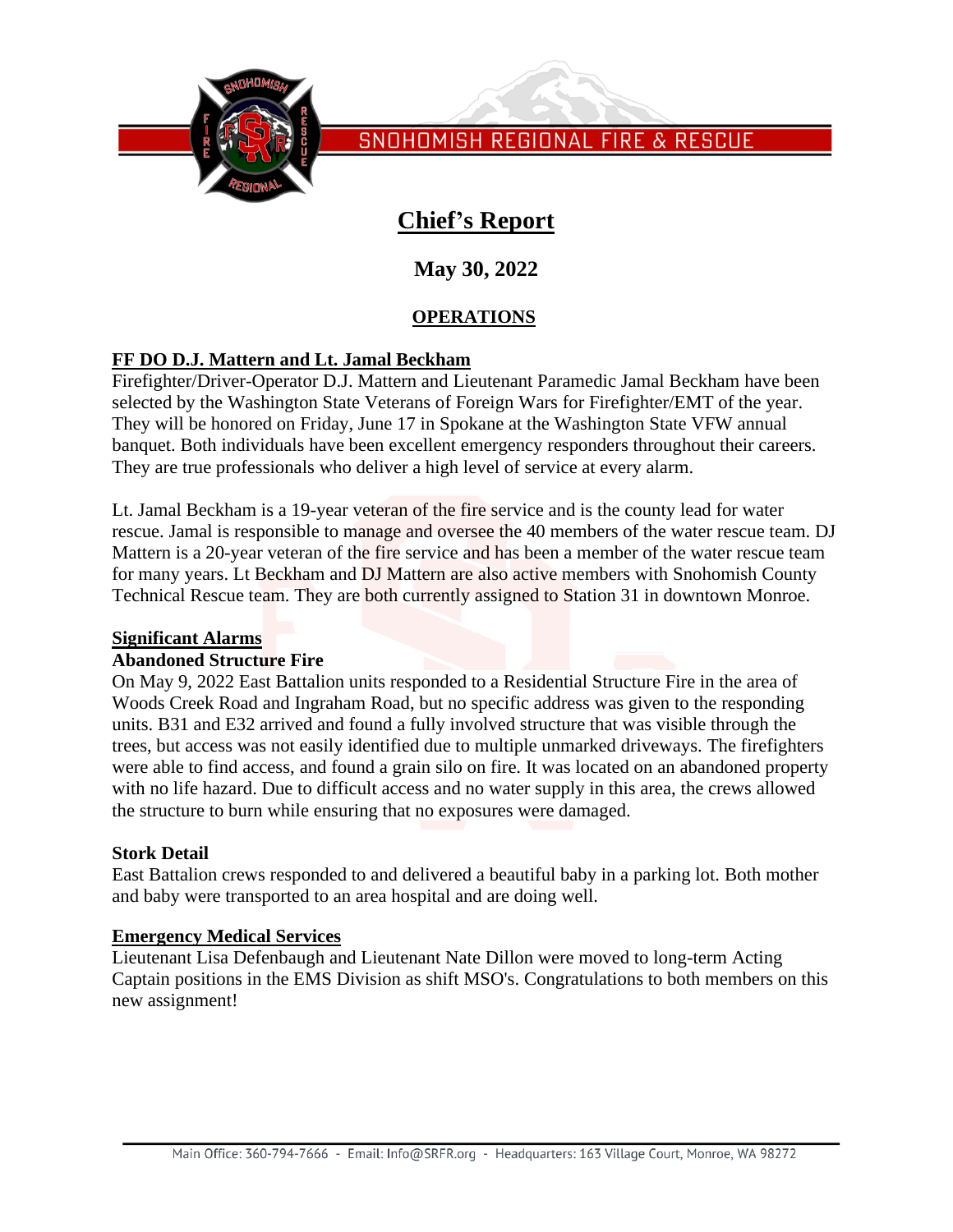SNOHOMISH REGIONAL FIRE & RESCUE

# Chief's Report

## May 30, 2022

## OPERATIONS

### FF DO D.J. Mattern and Lt. Jamal Beckham

Firefighter/Driver-Operator D.J. Mattern and Lieutenant Paramedic Jamal Beckham have been selected by the Washington State Veterans of Foreign Wars for Firefighter/EMT of the year. They will be honored on Friday, June 17 in Spokane at the Washington State VFW annual banquet. Both individuals have been excellent emergency responders throughout their careers. They are true professionals who deliver a high level of service at every alarm.

Lt. Jamal Beckham is a 19-year veteran of the fire service and is the county lead for water rescue. Jamal is responsible to manage and oversee the 40 members of the water rescue team. DJ Mattern is a 20-year veteran of the fire service and has been a member of the water rescue team for many years. Lt Beckham and DJ Mattern are also active members with Snohomish County Technical Rescue team. They are both currently assigned to Station 31 in downtown Monroe.

### Significant Alarms

**Abandoned Structure Fire**

On May 9, 2022 East Battalion units responded to a Residential Structure Fire in the area of Woods Creek Road and Ingraham Road, but no specific address was given to the responding units. B31 and E32 arrived and found a fully involved structure that was visible through the trees, but access was not easily identified due to multiple unmarked driveways. The firefighters were able to find access, and found a grain silo on fire. It was located on an abandoned property with no life hazard. Due to difficult access and no water supply in this area, the crews allowed the structure to burn while ensuring that no exposures were damaged.

**Stork Detail**

East Battalion crews responded to and delivered a beautiful baby in a parking lot. Both mother and baby were transported to an area hospital and are doing well.

### Emergency Medical Services

Lieutenant Lisa Defenbaugh and Lieutenant Nate Dillon were moved to long-term Acting Captain positions in the EMS Division as shift MSO's. Congratulations to both members on this new assignment!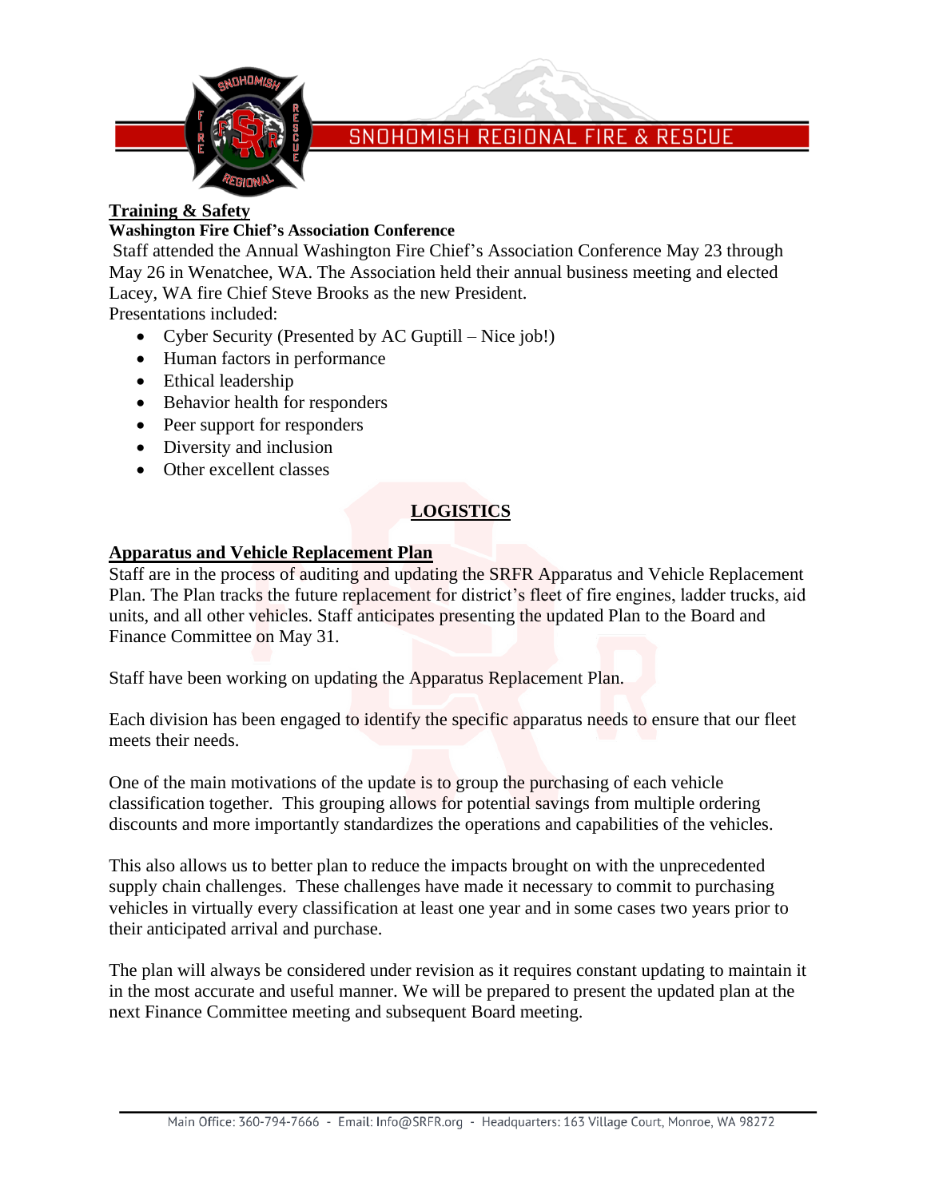## Training & Safety

**Washington Fire Chief's Association Conference**

Staff attended the Annual Washington Fire Chief's Association Conference May 23 through May 26 in Wenatchee, WA. The Association held their annual business meeting and elected Lacey, WA fire Chief Steve Brooks as the new President.

Presentations included:

- Cyber Security (Presented by AC Guptill – Nice job!)
- Human factors in performance
- Ethical leadership
- Behavior health for responders
- Peer support for responders
- Diversity and inclusion
- Other excellent classes

# LOGISTICS

## Apparatus and Vehicle Replacement Plan

Staff are in the process of auditing and updating the SRFR Apparatus and Vehicle Replacement Plan. The Plan tracks the future replacement for district's fleet of fire engines, ladder trucks, aid units, and all other vehicles. Staff anticipates presenting the updated Plan to the Board and Finance Committee on May 31.

Staff have been working on updating the Apparatus Replacement Plan.

Each division has been engaged to identify the specific apparatus needs to ensure that our fleet meets their needs.

One of the main motivations of the update is to group the purchasing of each vehicle classification together. This grouping allows for potential savings from multiple ordering discounts and more importantly standardizes the operations and capabilities of the vehicles.

This also allows us to better plan to reduce the impacts brought on with the unprecedented supply chain challenges. These challenges have made it necessary to commit to purchasing vehicles in virtually every classification at least one year and in some cases two years prior to their anticipated arrival and purchase.

The plan will always be considered under revision as it requires constant updating to maintain it in the most accurate and useful manner. We will be prepared to present the updated plan at the next Finance Committee meeting and subsequent Board meeting.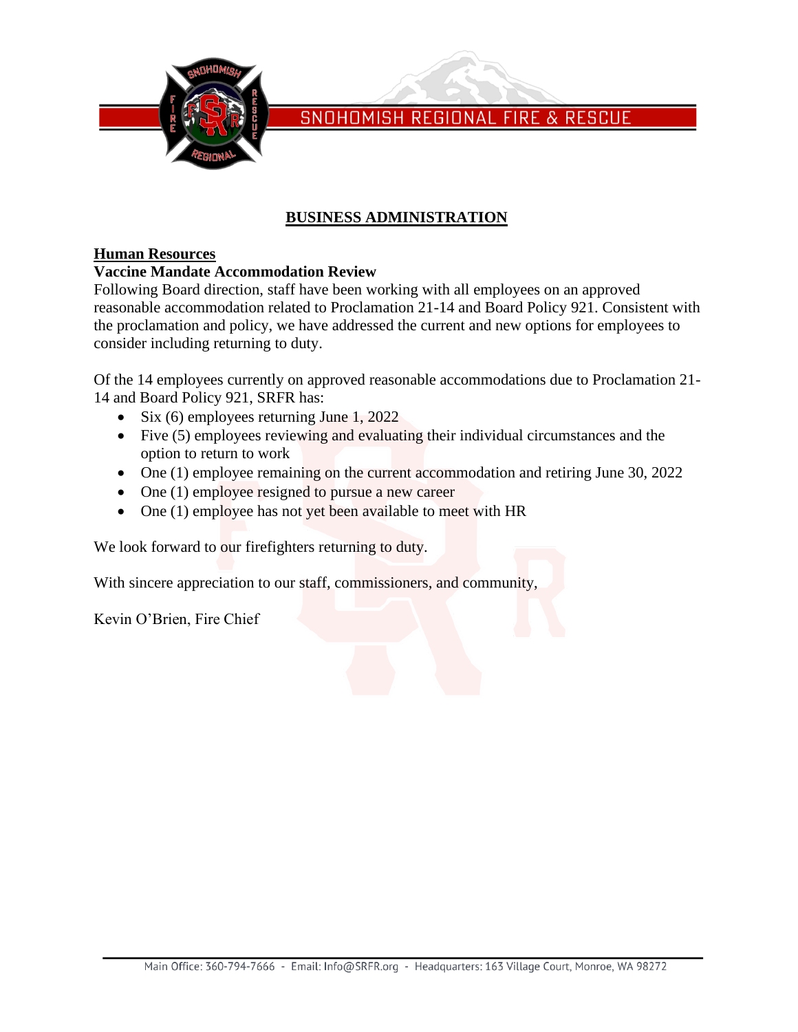## BUSINESS ADMINISTRATION

**Human Resources**

**Vaccine Mandate Accommodation Review**

Following Board direction, staff have been working with all employees on an approved reasonable accommodation related to Proclamation 21-14 and Board Policy 921. Consistent with the proclamation and policy, we have addressed the current and new options for employees to consider including returning to duty.

Of the 14 employees currently on approved reasonable accommodations due to Proclamation 21-14 and Board Policy 921, SRFR has:

- Six (6) employees returning June 1, 2022
- Five (5) employees reviewing and evaluating their individual circumstances and the option to return to work
- One (1) employee remaining on the current accommodation and retiring June 30, 2022
- One (1) employee resigned to pursue a new career
- One (1) employee has not yet been available to meet with HR

We look forward to our firefighters returning to duty.

With sincere appreciation to our staff, commissioners, and community,

Kevin O'Brien, Fire Chief